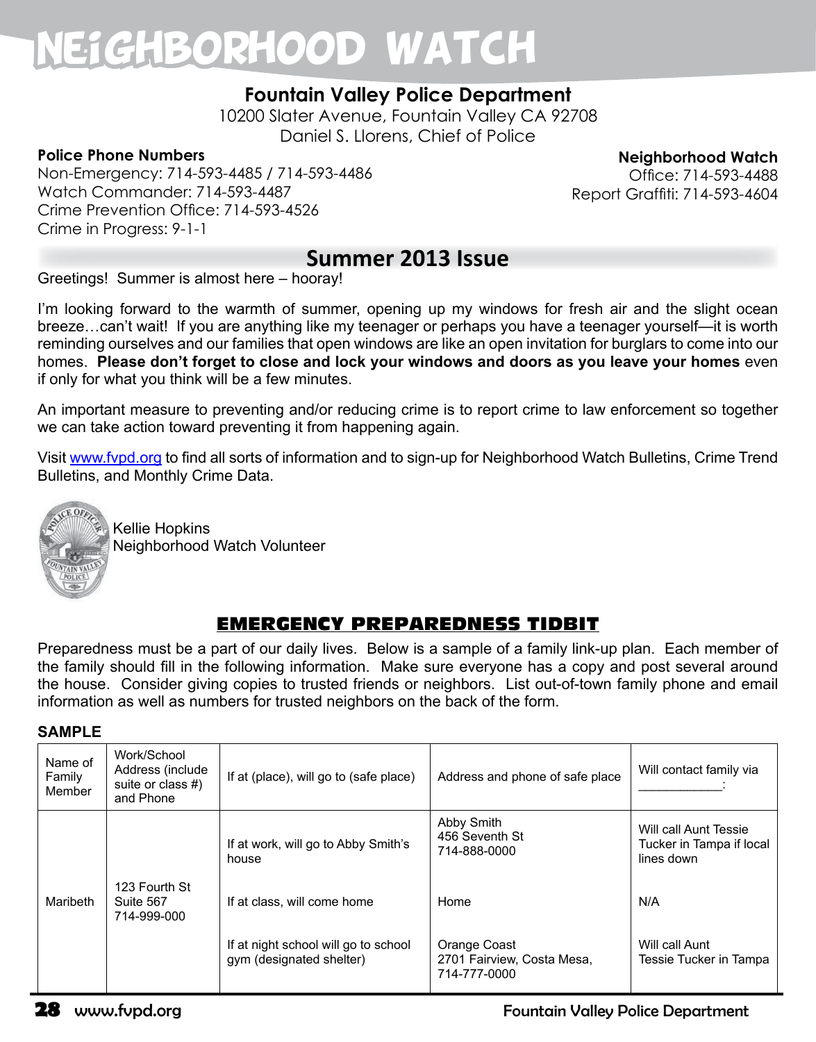# NEIGHBORHOOD WATCH

## Fountain Valley Police Department

10200 Slater Avenue, Fountain Valley CA 92708
Daniel S. Llorens, Chief of Police

**Police Phone Numbers**
Non-Emergency: 714-593-4485 / 714-593-4486
Watch Commander: 714-593-4487
Crime Prevention Office: 714-593-4526
Crime in Progress: 9-1-1

**Neighborhood Watch**
Office: 714-593-4488
Report Graffiti: 714-593-4604

## Summer 2013 Issue

Greetings! Summer is almost here – hooray!

I'm looking forward to the warmth of summer, opening up my windows for fresh air and the slight ocean breeze…can't wait! If you are anything like my teenager or perhaps you have a teenager yourself—it is worth reminding ourselves and our families that open windows are like an open invitation for burglars to come into our homes. **Please don't forget to close and lock your windows and doors as you leave your homes** even if only for what you think will be a few minutes.

An important measure to preventing and/or reducing crime is to report crime to law enforcement so together we can take action toward preventing it from happening again.

Visit www.fvpd.org to find all sorts of information and to sign-up for Neighborhood Watch Bulletins, Crime Trend Bulletins, and Monthly Crime Data.

Kellie Hopkins
Neighborhood Watch Volunteer

## EMERGENCY PREPAREDNESS TIDBIT

Preparedness must be a part of our daily lives. Below is a sample of a family link-up plan. Each member of the family should fill in the following information. Make sure everyone has a copy and post several around the house. Consider giving copies to trusted friends or neighbors. List out-of-town family phone and email information as well as numbers for trusted neighbors on the back of the form.

**SAMPLE**

| Name of Family Member | Work/School Address (include suite or class #) and Phone | If at (place), will go to (safe place) | Address and phone of safe place | Will contact family via \_\_\_\_\_\_\_\_\_\_\_\_: |
|---|---|---|---|---|
| Maribeth | 123 Fourth St Suite 567 714-999-000 | If at work, will go to Abby Smith's house | Abby Smith 456 Seventh St 714-888-0000 | Will call Aunt Tessie Tucker in Tampa if local lines down |
| | | If at class, will come home | Home | N/A |
| | | If at night school will go to school gym (designated shelter) | Orange Coast 2701 Fairview, Costa Mesa, 714-777-0000 | Will call Aunt Tessie Tucker in Tampa |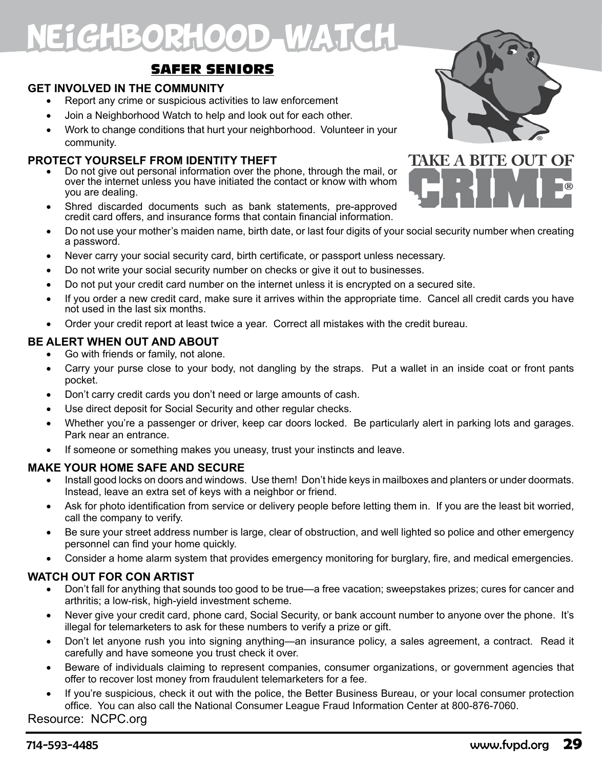# NEIGHBORHOOD WATCH

## SAFER SENIORS

TAKE A BITE OUT OF CRIME®

### GET INVOLVED IN THE COMMUNITY

- Report any crime or suspicious activities to law enforcement
- Join a Neighborhood Watch to help and look out for each other.
- Work to change conditions that hurt your neighborhood. Volunteer in your community.

### PROTECT YOURSELF FROM IDENTITY THEFT

- Do not give out personal information over the phone, through the mail, or over the internet unless you have initiated the contact or know with whom you are dealing.
- Shred discarded documents such as bank statements, pre-approved credit card offers, and insurance forms that contain financial information.
- Do not use your mother's maiden name, birth date, or last four digits of your social security number when creating a password.
- Never carry your social security card, birth certificate, or passport unless necessary.
- Do not write your social security number on checks or give it out to businesses.
- Do not put your credit card number on the internet unless it is encrypted on a secured site.
- If you order a new credit card, make sure it arrives within the appropriate time. Cancel all credit cards you have not used in the last six months.
- Order your credit report at least twice a year. Correct all mistakes with the credit bureau.

### BE ALERT WHEN OUT AND ABOUT

- Go with friends or family, not alone.
- Carry your purse close to your body, not dangling by the straps. Put a wallet in an inside coat or front pants pocket.
- Don't carry credit cards you don't need or large amounts of cash.
- Use direct deposit for Social Security and other regular checks.
- Whether you're a passenger or driver, keep car doors locked. Be particularly alert in parking lots and garages. Park near an entrance.
- If someone or something makes you uneasy, trust your instincts and leave.

### MAKE YOUR HOME SAFE AND SECURE

- Install good locks on doors and windows. Use them! Don't hide keys in mailboxes and planters or under doormats. Instead, leave an extra set of keys with a neighbor or friend.
- Ask for photo identification from service or delivery people before letting them in. If you are the least bit worried, call the company to verify.
- Be sure your street address number is large, clear of obstruction, and well lighted so police and other emergency personnel can find your home quickly.
- Consider a home alarm system that provides emergency monitoring for burglary, fire, and medical emergencies.

### WATCH OUT FOR CON ARTIST

- Don't fall for anything that sounds too good to be true—a free vacation; sweepstakes prizes; cures for cancer and arthritis; a low-risk, high-yield investment scheme.
- Never give your credit card, phone card, Social Security, or bank account number to anyone over the phone. It's illegal for telemarketers to ask for these numbers to verify a prize or gift.
- Don't let anyone rush you into signing anything—an insurance policy, a sales agreement, a contract. Read it carefully and have someone you trust check it over.
- Beware of individuals claiming to represent companies, consumer organizations, or government agencies that offer to recover lost money from fraudulent telemarketers for a fee.
- If you're suspicious, check it out with the police, the Better Business Bureau, or your local consumer protection office. You can also call the National Consumer League Fraud Information Center at 800-876-7060.

Resource: NCPC.org

714-593-4485 www.fvpd.org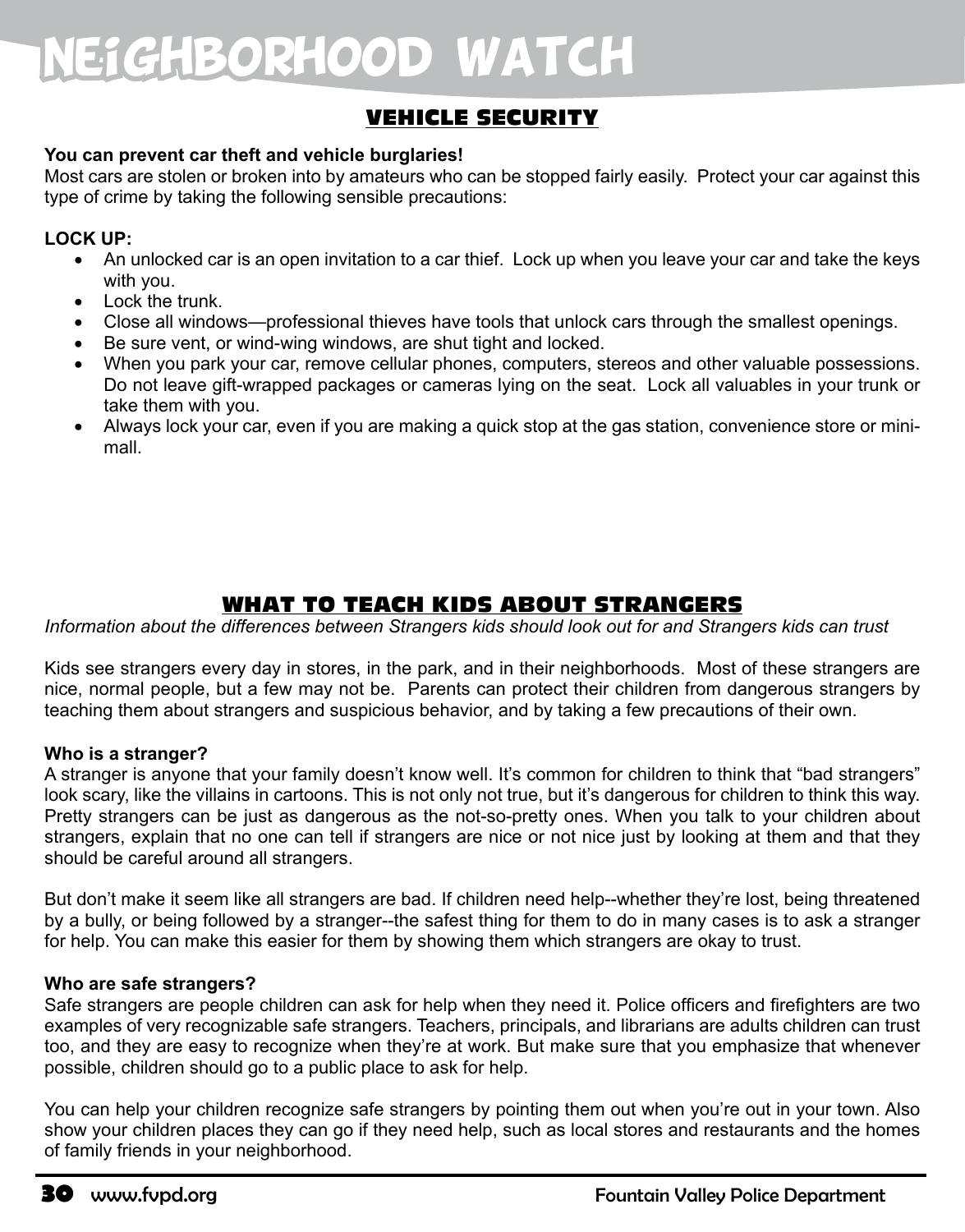## VEHICLE SECURITY

**You can prevent car theft and vehicle burglaries!**

Most cars are stolen or broken into by amateurs who can be stopped fairly easily. Protect your car against this type of crime by taking the following sensible precautions:

**LOCK UP:**

- An unlocked car is an open invitation to a car thief. Lock up when you leave your car and take the keys with you.
- Lock the trunk.
- Close all windows—professional thieves have tools that unlock cars through the smallest openings.
- Be sure vent, or wind-wing windows, are shut tight and locked.
- When you park your car, remove cellular phones, computers, stereos and other valuable possessions. Do not leave gift-wrapped packages or cameras lying on the seat. Lock all valuables in your trunk or take them with you.
- Always lock your car, even if you are making a quick stop at the gas station, convenience store or mini-mall.

## WHAT TO TEACH KIDS ABOUT STRANGERS

*Information about the differences between Strangers kids should look out for and Strangers kids can trust*

Kids see strangers every day in stores, in the park, and in their neighborhoods. Most of these strangers are nice, normal people, but a few may not be. Parents can protect their children from dangerous strangers by teaching them about strangers and suspicious behavior, and by taking a few precautions of their own.

**Who is a stranger?**

A stranger is anyone that your family doesn't know well. It's common for children to think that "bad strangers" look scary, like the villains in cartoons. This is not only not true, but it's dangerous for children to think this way. Pretty strangers can be just as dangerous as the not-so-pretty ones. When you talk to your children about strangers, explain that no one can tell if strangers are nice or not nice just by looking at them and that they should be careful around all strangers.

But don't make it seem like all strangers are bad. If children need help--whether they're lost, being threatened by a bully, or being followed by a stranger--the safest thing for them to do in many cases is to ask a stranger for help. You can make this easier for them by showing them which strangers are okay to trust.

**Who are safe strangers?**

Safe strangers are people children can ask for help when they need it. Police officers and firefighters are two examples of very recognizable safe strangers. Teachers, principals, and librarians are adults children can trust too, and they are easy to recognize when they're at work. But make sure that you emphasize that whenever possible, children should go to a public place to ask for help.

You can help your children recognize safe strangers by pointing them out when you're out in your town. Also show your children places they can go if they need help, such as local stores and restaurants and the homes of family friends in your neighborhood.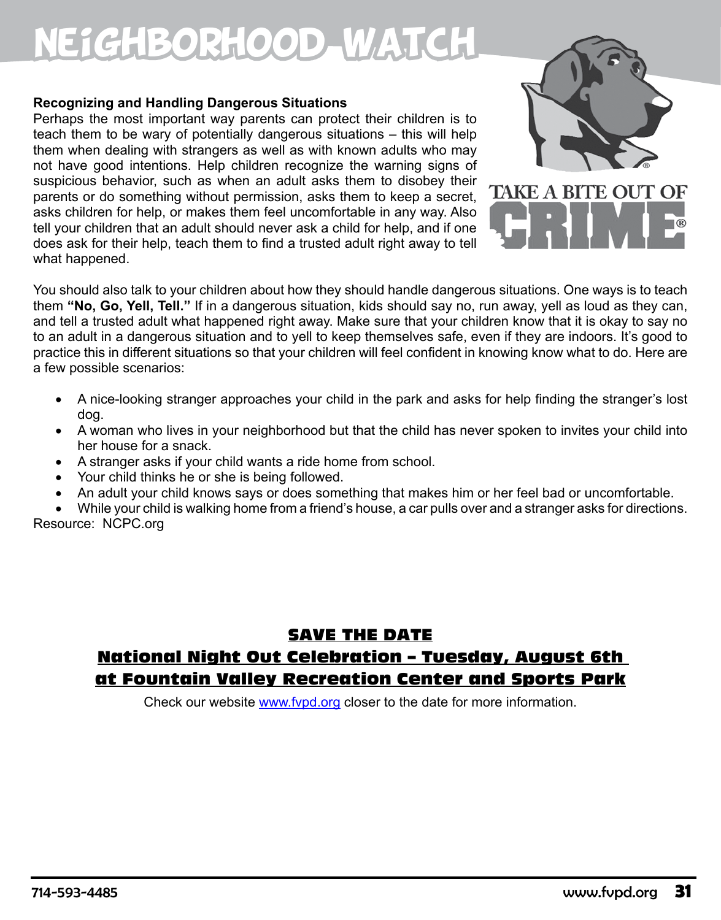# NEIGHBORHOOD WATCH

**Recognizing and Handling Dangerous Situations**

Perhaps the most important way parents can protect their children is to teach them to be wary of potentially dangerous situations – this will help them when dealing with strangers as well as with known adults who may not have good intentions. Help children recognize the warning signs of suspicious behavior, such as when an adult asks them to disobey their parents or do something without permission, asks them to keep a secret, asks children for help, or makes them feel uncomfortable in any way. Also tell your children that an adult should never ask a child for help, and if one does ask for their help, teach them to find a trusted adult right away to tell what happened.

TAKE A BITE OUT OF CRIME®

You should also talk to your children about how they should handle dangerous situations. One ways is to teach them **"No, Go, Yell, Tell."** If in a dangerous situation, kids should say no, run away, yell as loud as they can, and tell a trusted adult what happened right away. Make sure that your children know that it is okay to say no to an adult in a dangerous situation and to yell to keep themselves safe, even if they are indoors. It's good to practice this in different situations so that your children will feel confident in knowing know what to do. Here are a few possible scenarios:

- A nice-looking stranger approaches your child in the park and asks for help finding the stranger's lost dog.
- A woman who lives in your neighborhood but that the child has never spoken to invites your child into her house for a snack.
- A stranger asks if your child wants a ride home from school.
- Your child thinks he or she is being followed.
- An adult your child knows says or does something that makes him or her feel bad or uncomfortable.
- While your child is walking home from a friend's house, a car pulls over and a stranger asks for directions.

Resource: NCPC.org

## SAVE THE DATE
## National Night Out Celebration – Tuesday, August 6th at Fountain Valley Recreation Center and Sports Park

Check our website www.fvpd.org closer to the date for more information.